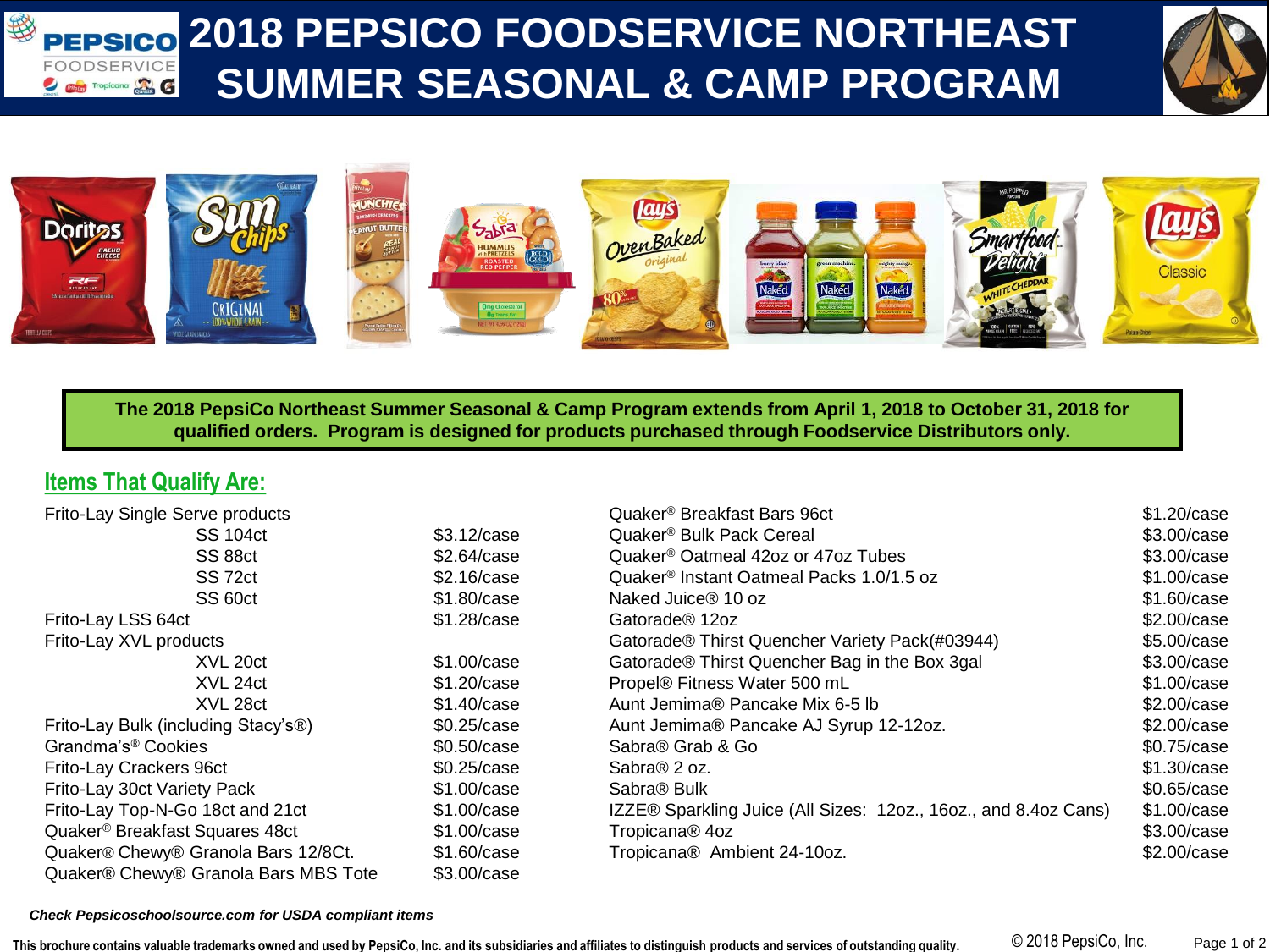# 2018 PEPSICO FOODSERVICE NORTHEAST SUMMER SEASONAL & CAMP PROGRAM

**The 2018 PepsiCo Northeast Summer Seasonal & Camp Program extends from April 1, 2018 to October 31, 2018 for qualified orders. Program is designed for products purchased through Foodservice Distributors only.**

## Items That Qualify Are:

| Item | Rebate |
|---|---|
| Frito-Lay Single Serve products | |
| SS 104ct | $3.12/case |
| SS 88ct | $2.64/case |
| SS 72ct | $2.16/case |
| SS 60ct | $1.80/case |
| Frito-Lay LSS 64ct | $1.28/case |
| Frito-Lay XVL products | |
| XVL 20ct | $1.00/case |
| XVL 24ct | $1.20/case |
| XVL 28ct | $1.40/case |
| Frito-Lay Bulk (including Stacy's®) | $0.25/case |
| Grandma's® Cookies | $0.50/case |
| Frito-Lay Crackers 96ct | $0.25/case |
| Frito-Lay 30ct Variety Pack | $1.00/case |
| Frito-Lay Top-N-Go 18ct and 21ct | $1.00/case |
| Quaker® Breakfast Squares 48ct | $1.00/case |
| Quaker® Chewy® Granola Bars 12/8Ct. | $1.60/case |
| Quaker® Chewy® Granola Bars MBS Tote | $3.00/case |
| Quaker® Breakfast Bars 96ct | $1.20/case |
| Quaker® Bulk Pack Cereal | $3.00/case |
| Quaker® Oatmeal 42oz or 47oz Tubes | $3.00/case |
| Quaker® Instant Oatmeal Packs 1.0/1.5 oz | $1.00/case |
| Naked Juice® 10 oz | $1.60/case |
| Gatorade® 12oz | $2.00/case |
| Gatorade® Thirst Quencher Variety Pack(#03944) | $5.00/case |
| Gatorade® Thirst Quencher Bag in the Box 3gal | $3.00/case |
| Propel® Fitness Water 500 mL | $1.00/case |
| Aunt Jemima® Pancake Mix 6-5 lb | $2.00/case |
| Aunt Jemima® Pancake AJ Syrup 12-12oz. | $2.00/case |
| Sabra® Grab & Go | $0.75/case |
| Sabra® 2 oz. | $1.30/case |
| Sabra® Bulk | $0.65/case |
| IZZE® Sparkling Juice (All Sizes: 12oz., 16oz., and 8.4oz Cans) | $1.00/case |
| Tropicana® 4oz | $3.00/case |
| Tropicana® Ambient 24-10oz. | $2.00/case |

***Check Pepsicoschoolsource.com for USDA compliant items***

**This brochure contains valuable trademarks owned and used by PepsiCo, Inc. and its subsidiaries and affiliates to distinguish products and services of outstanding quality.**

© 2018 PepsiCo, Inc.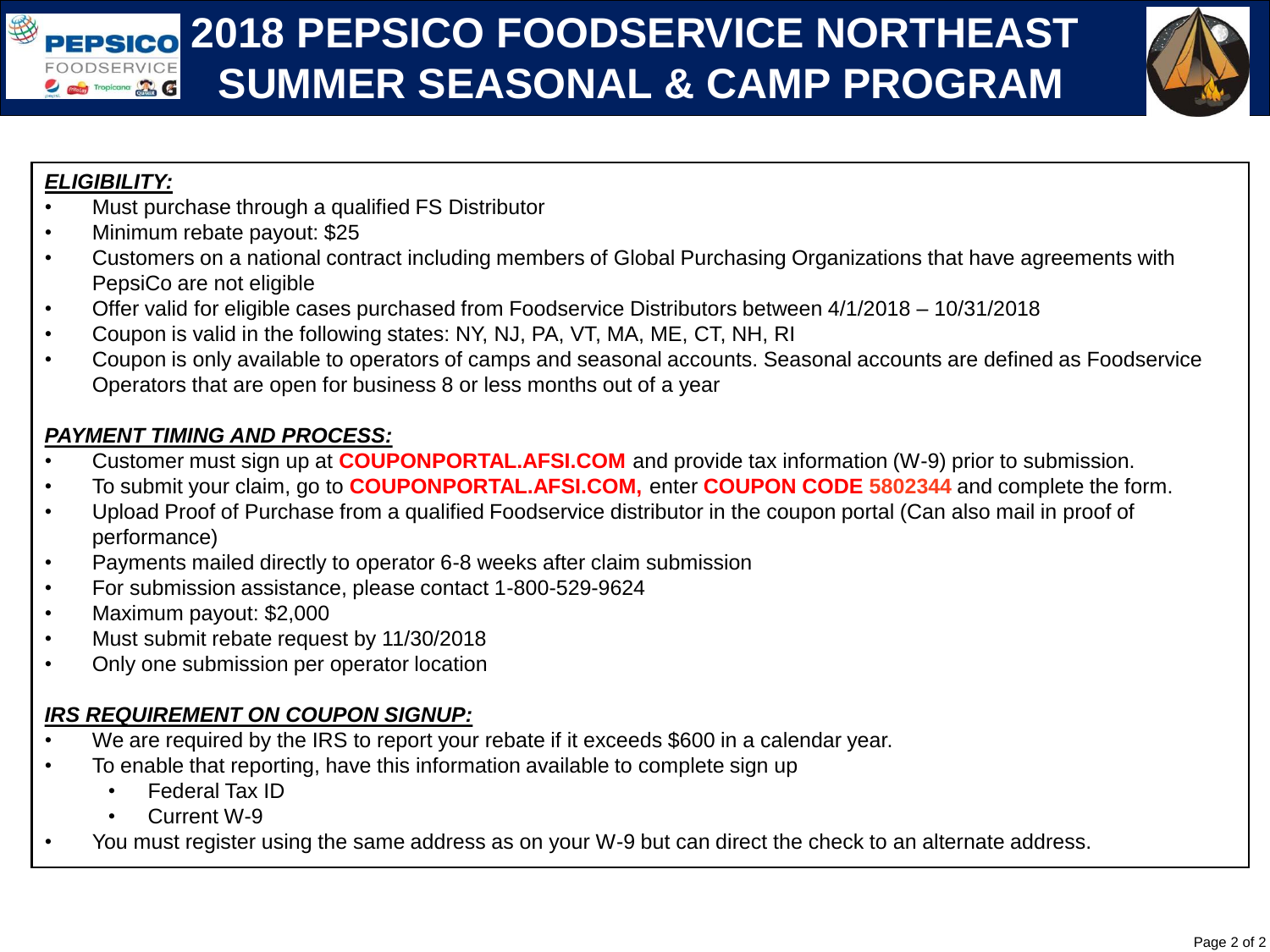# 2018 PEPSICO FOODSERVICE NORTHEAST SUMMER SEASONAL & CAMP PROGRAM

***ELIGIBILITY:***

- Must purchase through a qualified FS Distributor
- Minimum rebate payout: $25
- Customers on a national contract including members of Global Purchasing Organizations that have agreements with PepsiCo are not eligible
- Offer valid for eligible cases purchased from Foodservice Distributors between 4/1/2018 – 10/31/2018
- Coupon is valid in the following states: NY, NJ, PA, VT, MA, ME, CT, NH, RI
- Coupon is only available to operators of camps and seasonal accounts. Seasonal accounts are defined as Foodservice Operators that are open for business 8 or less months out of a year

***PAYMENT TIMING AND PROCESS:***

- Customer must sign up at **COUPONPORTAL.AFSI.COM** and provide tax information (W-9) prior to submission.
- To submit your claim, go to **COUPONPORTAL.AFSI.COM,** enter **COUPON CODE 5802344** and complete the form.
- Upload Proof of Purchase from a qualified Foodservice distributor in the coupon portal (Can also mail in proof of performance)
- Payments mailed directly to operator 6-8 weeks after claim submission
- For submission assistance, please contact 1-800-529-9624
- Maximum payout: $2,000
- Must submit rebate request by 11/30/2018
- Only one submission per operator location

***IRS REQUIREMENT ON COUPON SIGNUP:***

- We are required by the IRS to report your rebate if it exceeds $600 in a calendar year.
- To enable that reporting, have this information available to complete sign up
  - Federal Tax ID
  - Current W-9
- You must register using the same address as on your W-9 but can direct the check to an alternate address.